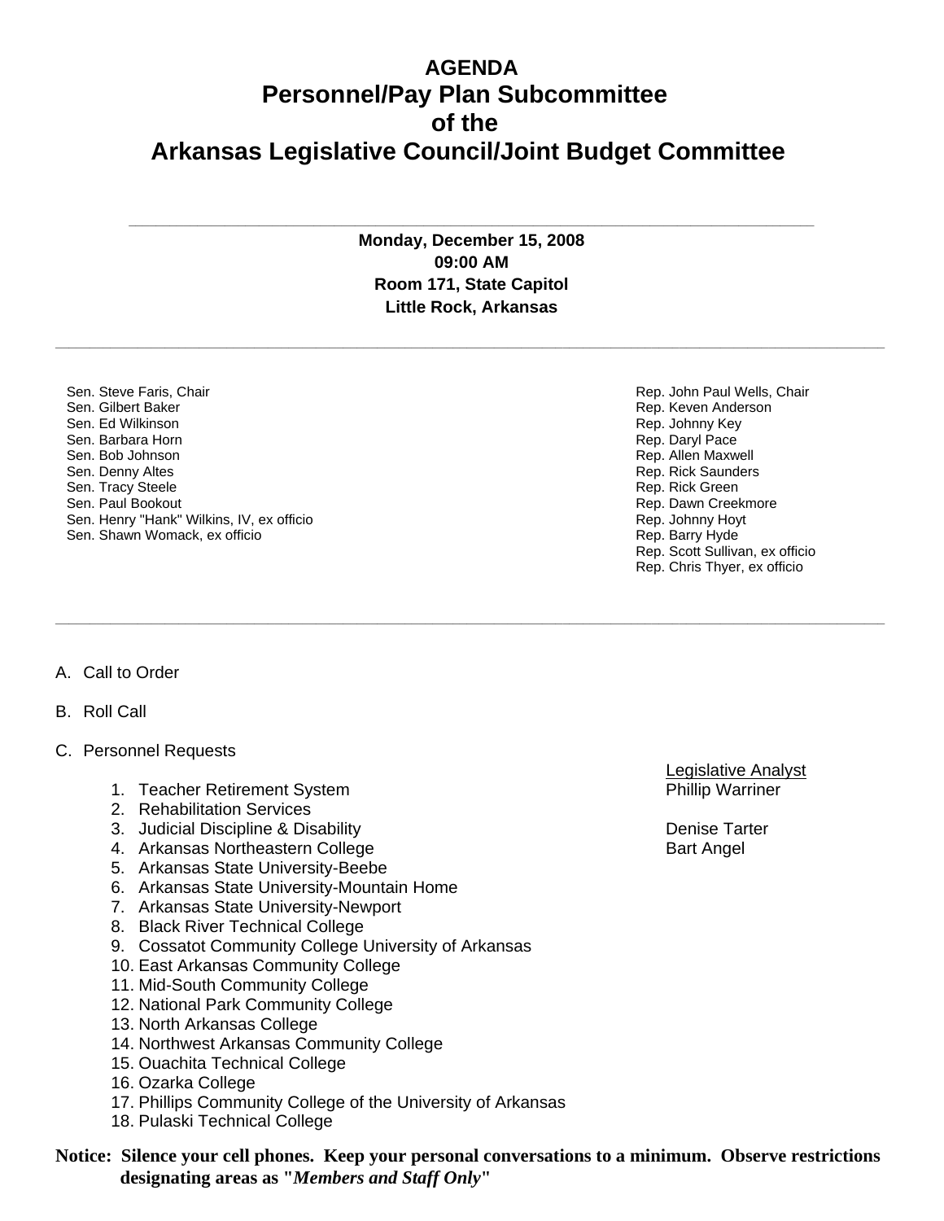# AGENDA
# Personnel/Pay Plan Subcommittee
# of the
# Arkansas Legislative Council/Joint Budget Committee

---

**Monday, December 15, 2008**
**09:00 AM**
**Room 171, State Capitol**
**Little Rock, Arkansas**

---

Sen. Steve Faris, Chair
Sen. Gilbert Baker
Sen. Ed Wilkinson
Sen. Barbara Horn
Sen. Bob Johnson
Sen. Denny Altes
Sen. Tracy Steele
Sen. Paul Bookout
Sen. Henry "Hank" Wilkins, IV, ex officio
Sen. Shawn Womack, ex officio

Rep. John Paul Wells, Chair
Rep. Keven Anderson
Rep. Johnny Key
Rep. Daryl Pace
Rep. Allen Maxwell
Rep. Rick Saunders
Rep. Rick Green
Rep. Dawn Creekmore
Rep. Johnny Hoyt
Rep. Barry Hyde
Rep. Scott Sullivan, ex officio
Rep. Chris Thyer, ex officio

---

A. Call to Order

B. Roll Call

C. Personnel Requests

| Request | Legislative Analyst |
|---|---|
| 1. Teacher Retirement System | Phillip Warriner |
| 2. Rehabilitation Services | |
| 3. Judicial Discipline & Disability | Denise Tarter |
| 4. Arkansas Northeastern College | Bart Angel |
| 5. Arkansas State University-Beebe | |
| 6. Arkansas State University-Mountain Home | |
| 7. Arkansas State University-Newport | |
| 8. Black River Technical College | |
| 9. Cossatot Community College University of Arkansas | |
| 10. East Arkansas Community College | |
| 11. Mid-South Community College | |
| 12. National Park Community College | |
| 13. North Arkansas College | |
| 14. Northwest Arkansas Community College | |
| 15. Ouachita Technical College | |
| 16. Ozarka College | |
| 17. Phillips Community College of the University of Arkansas | |
| 18. Pulaski Technical College | |

**Notice: Silence your cell phones. Keep your personal conversations to a minimum. Observe restrictions designating areas as "*Members and Staff Only*"**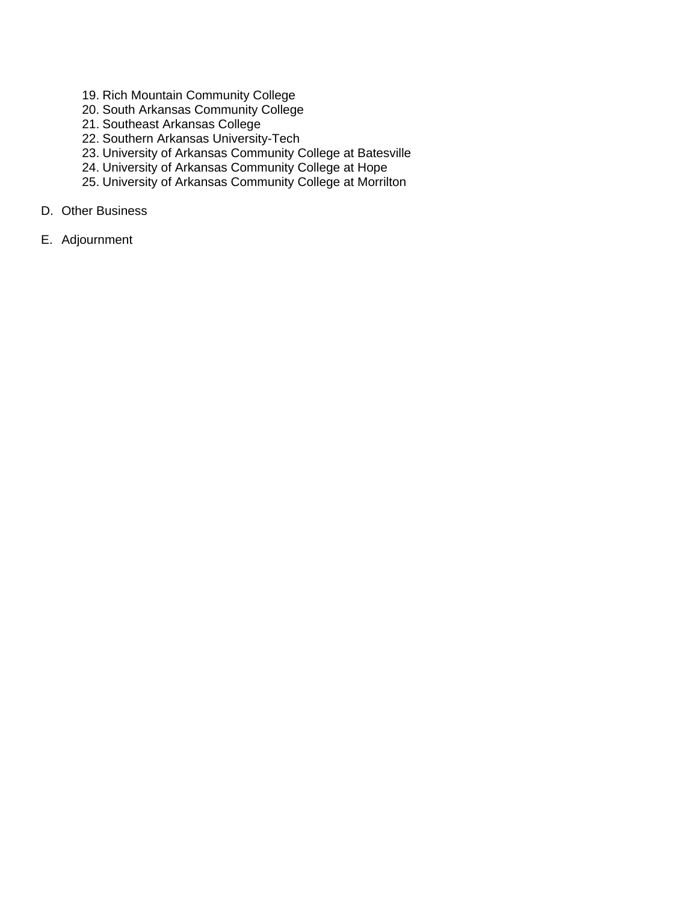19. Rich Mountain Community College
20. South Arkansas Community College
21. Southeast Arkansas College
22. Southern Arkansas University-Tech
23. University of Arkansas Community College at Batesville
24. University of Arkansas Community College at Hope
25. University of Arkansas Community College at Morrilton

D. Other Business

E. Adjournment